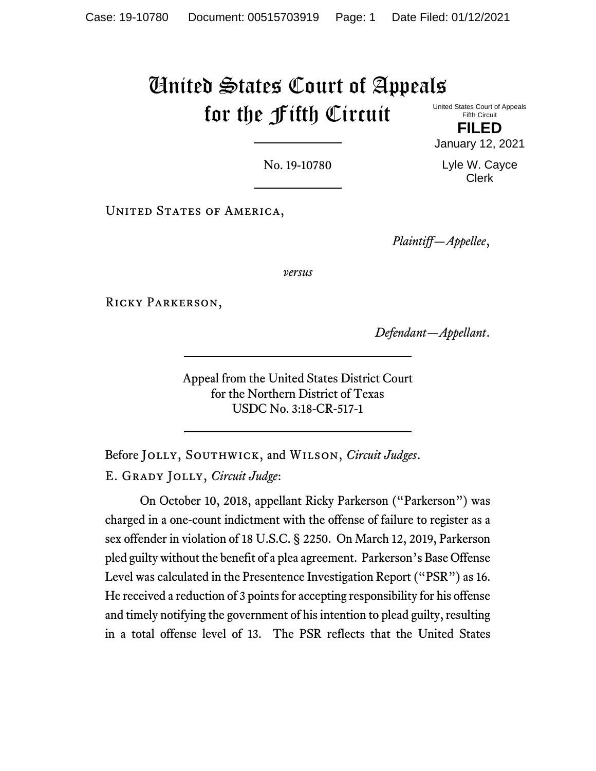# United States Court of Appeals for the Fifth Circuit

United States Court of Appeals
Fifth Circuit

**FILED**

January 12, 2021

Lyle W. Cayce
Clerk

No. 19-10780

United States of America,

*Plaintiff—Appellee*,

*versus*

Ricky Parkerson,

*Defendant—Appellant*.

Appeal from the United States District Court
for the Northern District of Texas
USDC No. 3:18-CR-517-1

Before Jolly, Southwick, and Wilson, *Circuit Judges*.

E. Grady Jolly, *Circuit Judge*:

On October 10, 2018, appellant Ricky Parkerson ("Parkerson") was charged in a one-count indictment with the offense of failure to register as a sex offender in violation of 18 U.S.C. § 2250. On March 12, 2019, Parkerson pled guilty without the benefit of a plea agreement. Parkerson's Base Offense Level was calculated in the Presentence Investigation Report ("PSR") as 16. He received a reduction of 3 points for accepting responsibility for his offense and timely notifying the government of his intention to plead guilty, resulting in a total offense level of 13. The PSR reflects that the United States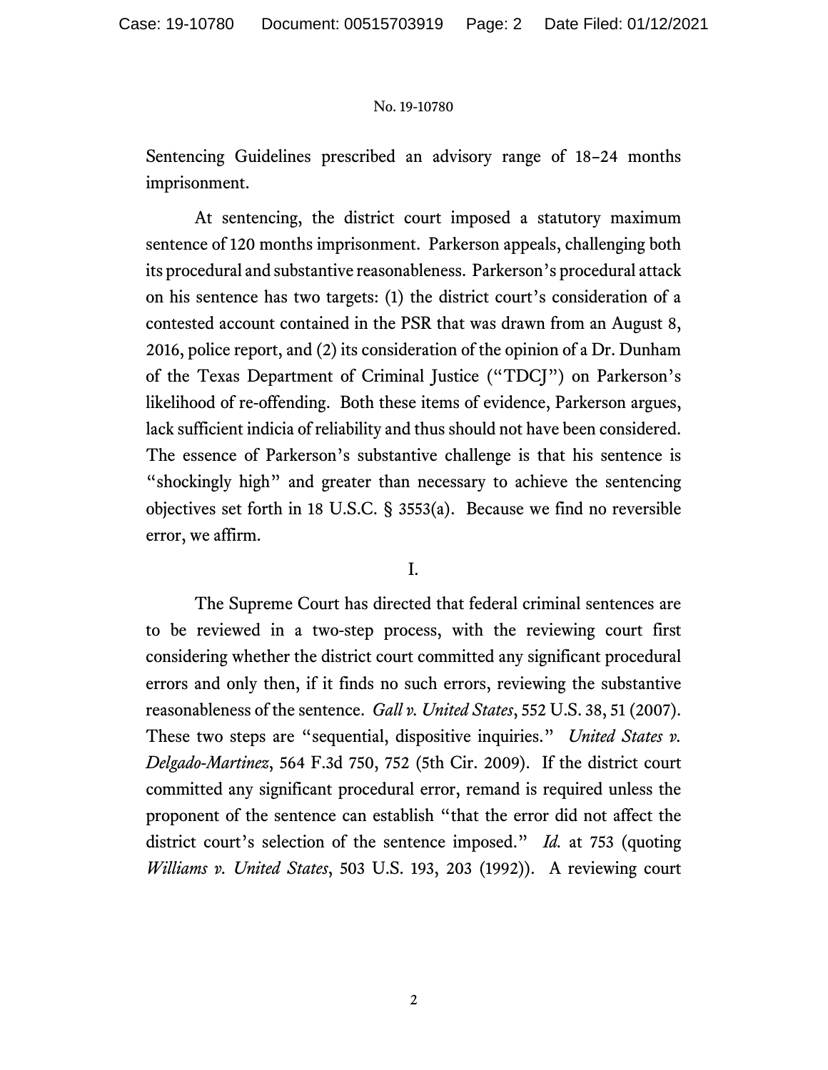Sentencing Guidelines prescribed an advisory range of 18–24 months imprisonment.

At sentencing, the district court imposed a statutory maximum sentence of 120 months imprisonment. Parkerson appeals, challenging both its procedural and substantive reasonableness. Parkerson's procedural attack on his sentence has two targets: (1) the district court's consideration of a contested account contained in the PSR that was drawn from an August 8, 2016, police report, and (2) its consideration of the opinion of a Dr. Dunham of the Texas Department of Criminal Justice ("TDCJ") on Parkerson's likelihood of re-offending. Both these items of evidence, Parkerson argues, lack sufficient indicia of reliability and thus should not have been considered. The essence of Parkerson's substantive challenge is that his sentence is "shockingly high" and greater than necessary to achieve the sentencing objectives set forth in 18 U.S.C. § 3553(a). Because we find no reversible error, we affirm.

I.

The Supreme Court has directed that federal criminal sentences are to be reviewed in a two-step process, with the reviewing court first considering whether the district court committed any significant procedural errors and only then, if it finds no such errors, reviewing the substantive reasonableness of the sentence. *Gall v. United States*, 552 U.S. 38, 51 (2007). These two steps are "sequential, dispositive inquiries." *United States v. Delgado-Martinez*, 564 F.3d 750, 752 (5th Cir. 2009). If the district court committed any significant procedural error, remand is required unless the proponent of the sentence can establish "that the error did not affect the district court's selection of the sentence imposed." *Id.* at 753 (quoting *Williams v. United States*, 503 U.S. 193, 203 (1992)). A reviewing court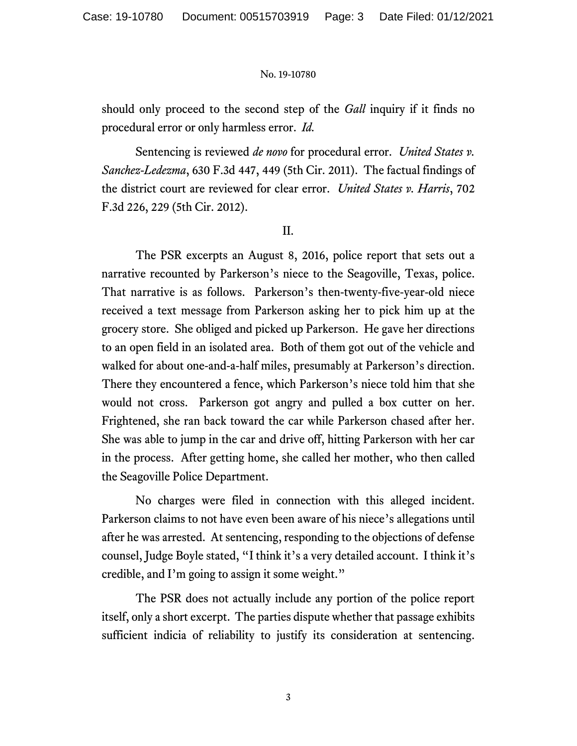should only proceed to the second step of the *Gall* inquiry if it finds no procedural error or only harmless error. *Id.*

Sentencing is reviewed *de novo* for procedural error. *United States v. Sanchez-Ledezma*, 630 F.3d 447, 449 (5th Cir. 2011). The factual findings of the district court are reviewed for clear error. *United States v. Harris*, 702 F.3d 226, 229 (5th Cir. 2012).

## II.

The PSR excerpts an August 8, 2016, police report that sets out a narrative recounted by Parkerson's niece to the Seagoville, Texas, police. That narrative is as follows. Parkerson's then-twenty-five-year-old niece received a text message from Parkerson asking her to pick him up at the grocery store. She obliged and picked up Parkerson. He gave her directions to an open field in an isolated area. Both of them got out of the vehicle and walked for about one-and-a-half miles, presumably at Parkerson's direction. There they encountered a fence, which Parkerson's niece told him that she would not cross. Parkerson got angry and pulled a box cutter on her. Frightened, she ran back toward the car while Parkerson chased after her. She was able to jump in the car and drive off, hitting Parkerson with her car in the process. After getting home, she called her mother, who then called the Seagoville Police Department.

No charges were filed in connection with this alleged incident. Parkerson claims to not have even been aware of his niece's allegations until after he was arrested. At sentencing, responding to the objections of defense counsel, Judge Boyle stated, "I think it's a very detailed account. I think it's credible, and I'm going to assign it some weight."

The PSR does not actually include any portion of the police report itself, only a short excerpt. The parties dispute whether that passage exhibits sufficient indicia of reliability to justify its consideration at sentencing.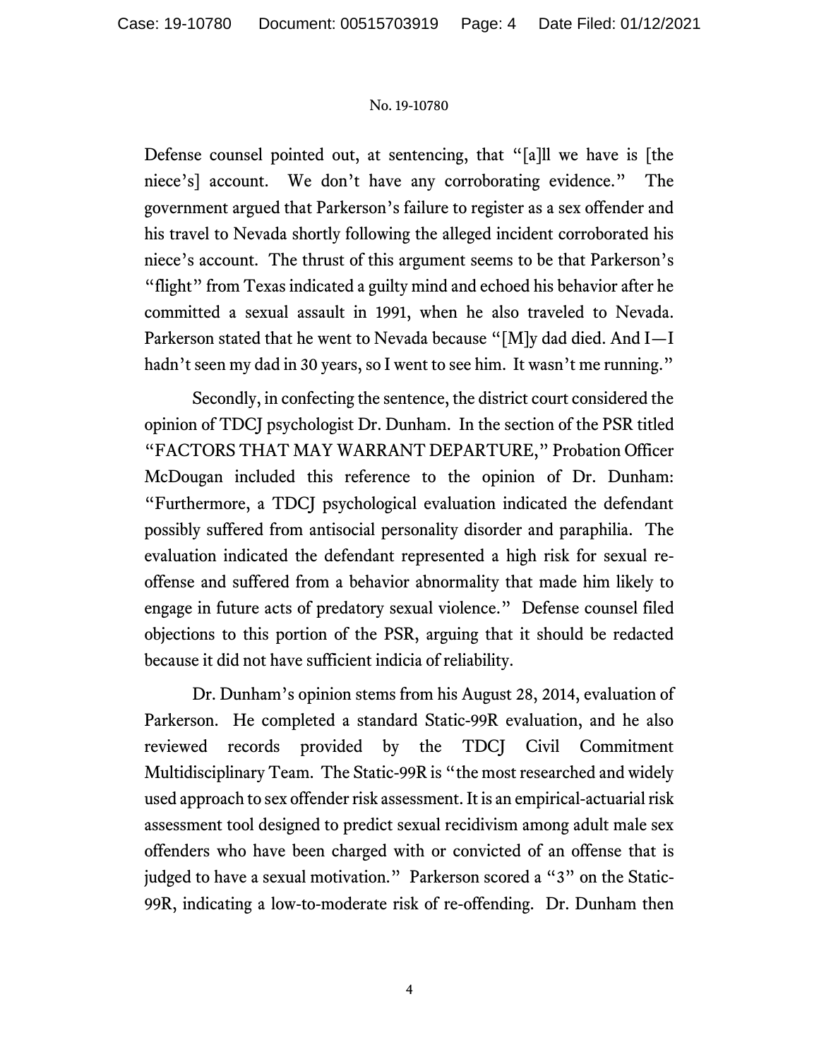Defense counsel pointed out, at sentencing, that "[a]ll we have is [the niece's] account. We don't have any corroborating evidence." The government argued that Parkerson's failure to register as a sex offender and his travel to Nevada shortly following the alleged incident corroborated his niece's account. The thrust of this argument seems to be that Parkerson's "flight" from Texas indicated a guilty mind and echoed his behavior after he committed a sexual assault in 1991, when he also traveled to Nevada. Parkerson stated that he went to Nevada because "[M]y dad died. And I—I hadn't seen my dad in 30 years, so I went to see him. It wasn't me running."

Secondly, in confecting the sentence, the district court considered the opinion of TDCJ psychologist Dr. Dunham. In the section of the PSR titled "FACTORS THAT MAY WARRANT DEPARTURE," Probation Officer McDougan included this reference to the opinion of Dr. Dunham: "Furthermore, a TDCJ psychological evaluation indicated the defendant possibly suffered from antisocial personality disorder and paraphilia. The evaluation indicated the defendant represented a high risk for sexual re-offense and suffered from a behavior abnormality that made him likely to engage in future acts of predatory sexual violence." Defense counsel filed objections to this portion of the PSR, arguing that it should be redacted because it did not have sufficient indicia of reliability.

Dr. Dunham's opinion stems from his August 28, 2014, evaluation of Parkerson. He completed a standard Static-99R evaluation, and he also reviewed records provided by the TDCJ Civil Commitment Multidisciplinary Team. The Static-99R is "the most researched and widely used approach to sex offender risk assessment. It is an empirical-actuarial risk assessment tool designed to predict sexual recidivism among adult male sex offenders who have been charged with or convicted of an offense that is judged to have a sexual motivation." Parkerson scored a "3" on the Static-99R, indicating a low-to-moderate risk of re-offending. Dr. Dunham then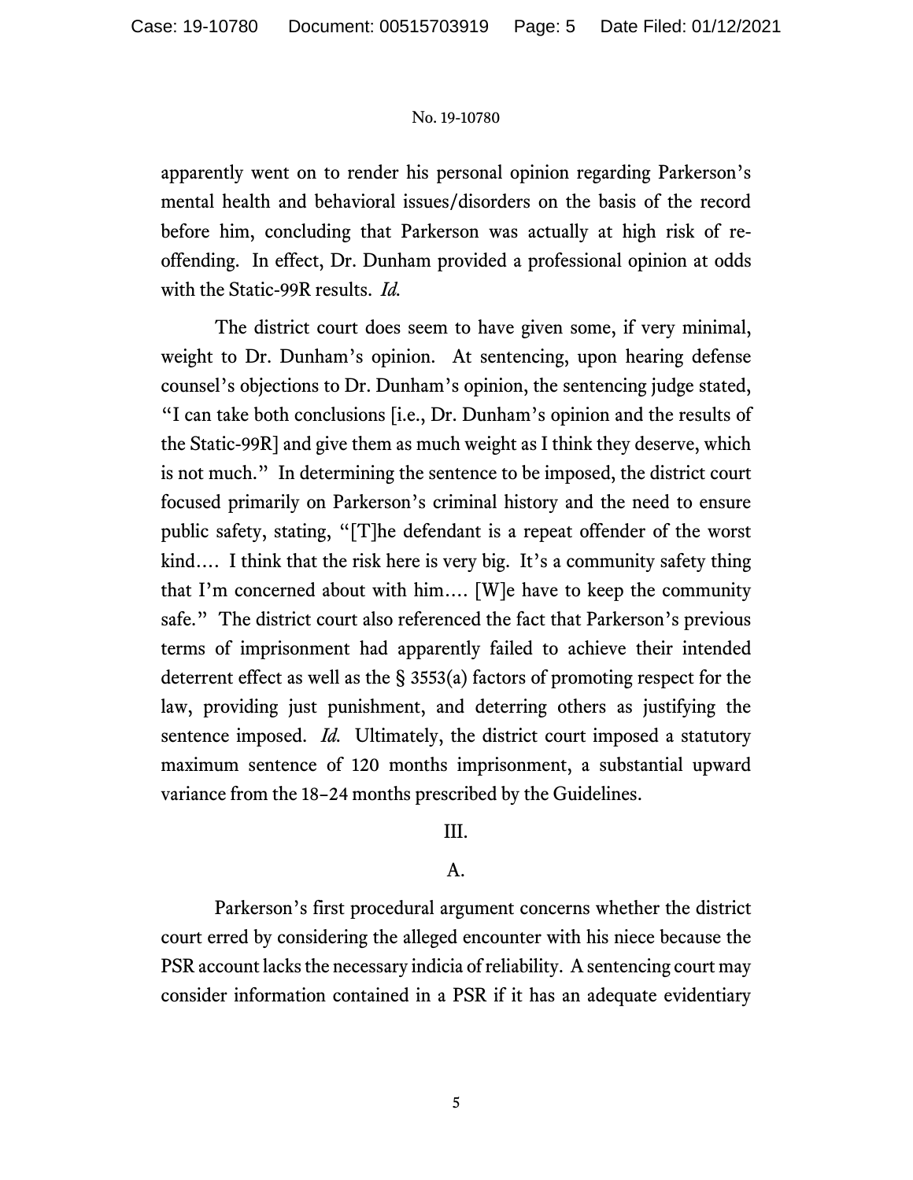apparently went on to render his personal opinion regarding Parkerson's mental health and behavioral issues/disorders on the basis of the record before him, concluding that Parkerson was actually at high risk of re-offending. In effect, Dr. Dunham provided a professional opinion at odds with the Static-99R results. *Id.*

The district court does seem to have given some, if very minimal, weight to Dr. Dunham's opinion. At sentencing, upon hearing defense counsel's objections to Dr. Dunham's opinion, the sentencing judge stated, "I can take both conclusions [i.e., Dr. Dunham's opinion and the results of the Static-99R] and give them as much weight as I think they deserve, which is not much." In determining the sentence to be imposed, the district court focused primarily on Parkerson's criminal history and the need to ensure public safety, stating, "[T]he defendant is a repeat offender of the worst kind.... I think that the risk here is very big. It's a community safety thing that I'm concerned about with him.... [W]e have to keep the community safe." The district court also referenced the fact that Parkerson's previous terms of imprisonment had apparently failed to achieve their intended deterrent effect as well as the § 3553(a) factors of promoting respect for the law, providing just punishment, and deterring others as justifying the sentence imposed. *Id.* Ultimately, the district court imposed a statutory maximum sentence of 120 months imprisonment, a substantial upward variance from the 18–24 months prescribed by the Guidelines.

## III.

### A.

Parkerson's first procedural argument concerns whether the district court erred by considering the alleged encounter with his niece because the PSR account lacks the necessary indicia of reliability. A sentencing court may consider information contained in a PSR if it has an adequate evidentiary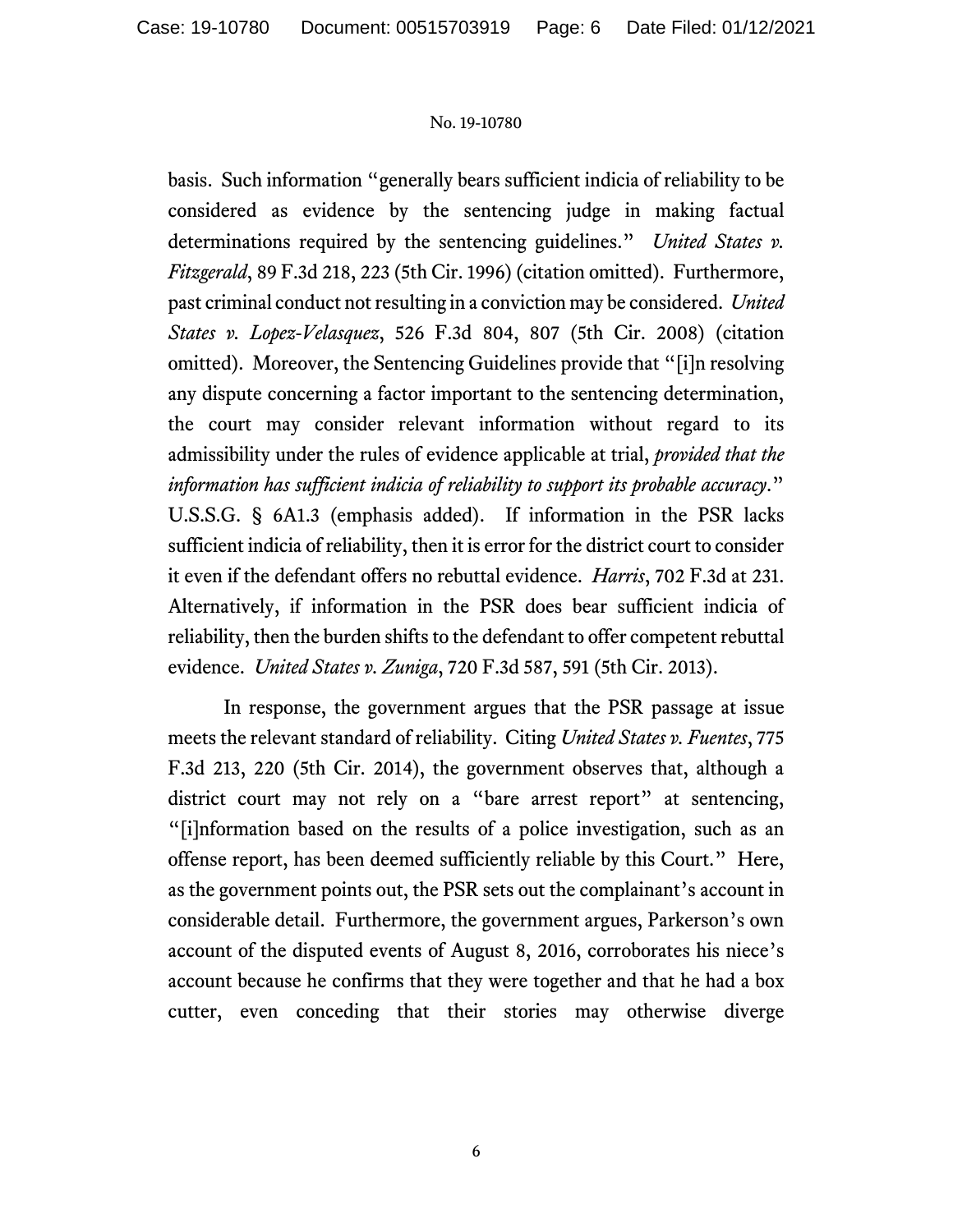basis. Such information "generally bears sufficient indicia of reliability to be considered as evidence by the sentencing judge in making factual determinations required by the sentencing guidelines." *United States v. Fitzgerald*, 89 F.3d 218, 223 (5th Cir. 1996) (citation omitted). Furthermore, past criminal conduct not resulting in a conviction may be considered. *United States v. Lopez-Velasquez*, 526 F.3d 804, 807 (5th Cir. 2008) (citation omitted). Moreover, the Sentencing Guidelines provide that "[i]n resolving any dispute concerning a factor important to the sentencing determination, the court may consider relevant information without regard to its admissibility under the rules of evidence applicable at trial, *provided that the information has sufficient indicia of reliability to support its probable accuracy*." U.S.S.G. § 6A1.3 (emphasis added). If information in the PSR lacks sufficient indicia of reliability, then it is error for the district court to consider it even if the defendant offers no rebuttal evidence. *Harris*, 702 F.3d at 231. Alternatively, if information in the PSR does bear sufficient indicia of reliability, then the burden shifts to the defendant to offer competent rebuttal evidence. *United States v. Zuniga*, 720 F.3d 587, 591 (5th Cir. 2013).

In response, the government argues that the PSR passage at issue meets the relevant standard of reliability. Citing *United States v. Fuentes*, 775 F.3d 213, 220 (5th Cir. 2014), the government observes that, although a district court may not rely on a "bare arrest report" at sentencing, "[i]nformation based on the results of a police investigation, such as an offense report, has been deemed sufficiently reliable by this Court." Here, as the government points out, the PSR sets out the complainant's account in considerable detail. Furthermore, the government argues, Parkerson's own account of the disputed events of August 8, 2016, corroborates his niece's account because he confirms that they were together and that he had a box cutter, even conceding that their stories may otherwise diverge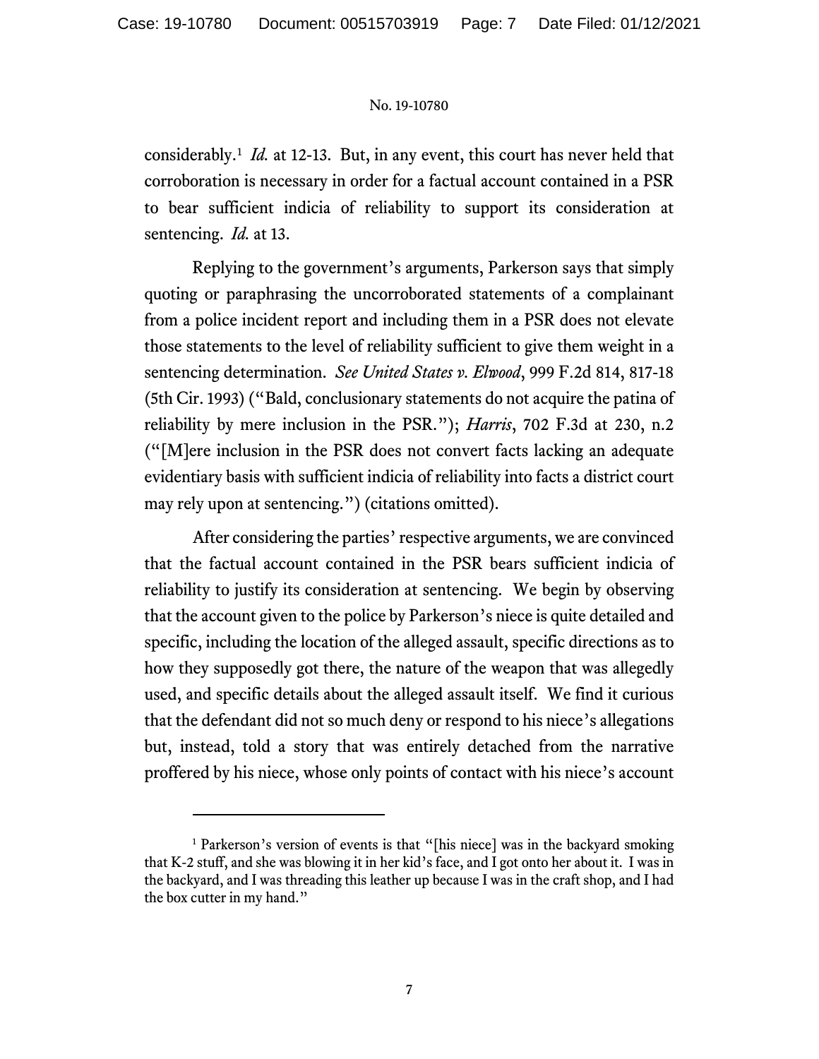considerably.[1] *Id.* at 12-13. But, in any event, this court has never held that corroboration is necessary in order for a factual account contained in a PSR to bear sufficient indicia of reliability to support its consideration at sentencing. *Id.* at 13.

Replying to the government's arguments, Parkerson says that simply quoting or paraphrasing the uncorroborated statements of a complainant from a police incident report and including them in a PSR does not elevate those statements to the level of reliability sufficient to give them weight in a sentencing determination. *See United States v. Elwood*, 999 F.2d 814, 817-18 (5th Cir. 1993) ("Bald, conclusionary statements do not acquire the patina of reliability by mere inclusion in the PSR."); *Harris*, 702 F.3d at 230, n.2 ("[M]ere inclusion in the PSR does not convert facts lacking an adequate evidentiary basis with sufficient indicia of reliability into facts a district court may rely upon at sentencing.") (citations omitted).

After considering the parties' respective arguments, we are convinced that the factual account contained in the PSR bears sufficient indicia of reliability to justify its consideration at sentencing. We begin by observing that the account given to the police by Parkerson's niece is quite detailed and specific, including the location of the alleged assault, specific directions as to how they supposedly got there, the nature of the weapon that was allegedly used, and specific details about the alleged assault itself. We find it curious that the defendant did not so much deny or respond to his niece's allegations but, instead, told a story that was entirely detached from the narrative proffered by his niece, whose only points of contact with his niece's account

---

[1] Parkerson's version of events is that "[his niece] was in the backyard smoking that K-2 stuff, and she was blowing it in her kid's face, and I got onto her about it. I was in the backyard, and I was threading this leather up because I was in the craft shop, and I had the box cutter in my hand."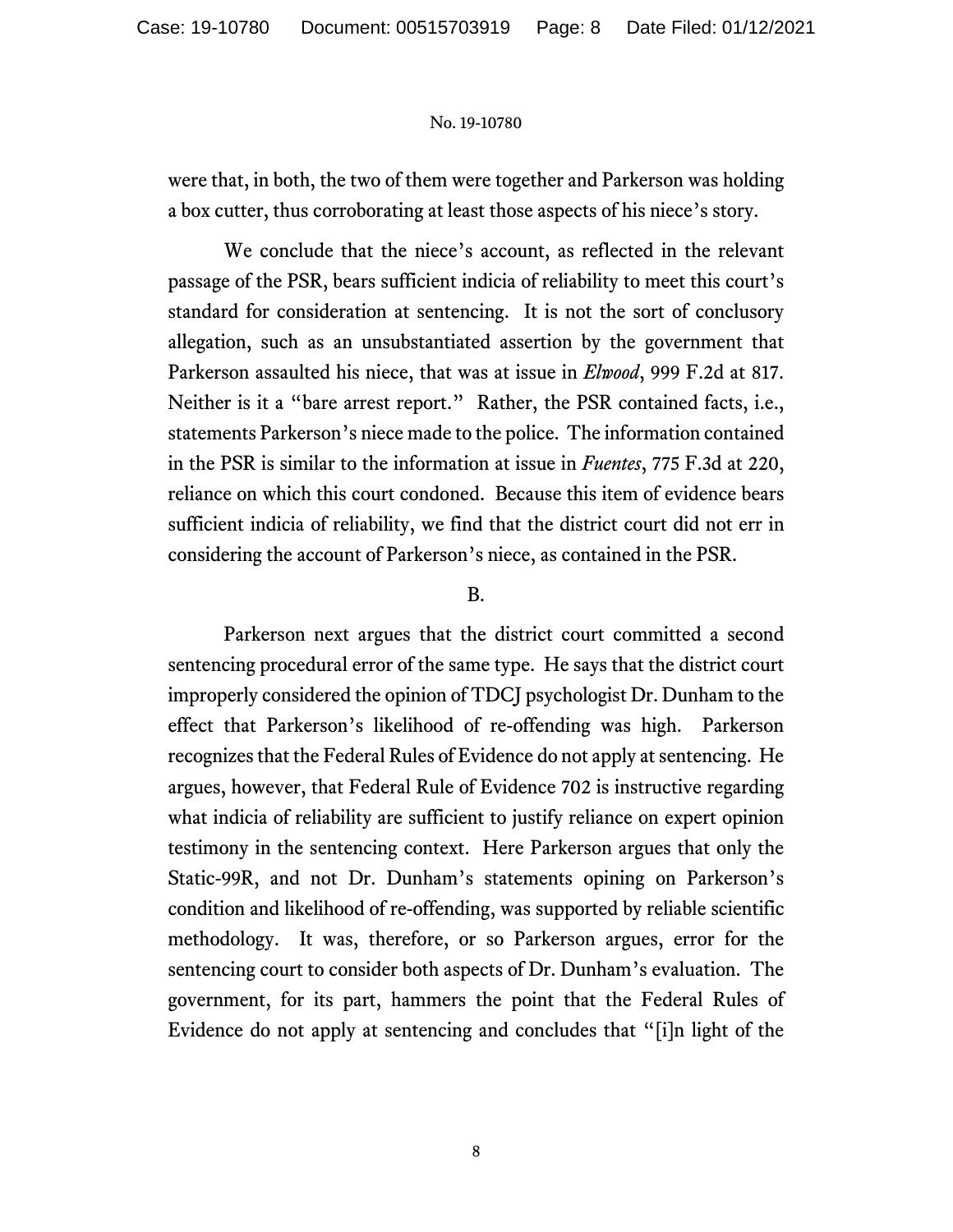were that, in both, the two of them were together and Parkerson was holding a box cutter, thus corroborating at least those aspects of his niece's story.

We conclude that the niece's account, as reflected in the relevant passage of the PSR, bears sufficient indicia of reliability to meet this court's standard for consideration at sentencing. It is not the sort of conclusory allegation, such as an unsubstantiated assertion by the government that Parkerson assaulted his niece, that was at issue in *Elwood*, 999 F.2d at 817. Neither is it a "bare arrest report." Rather, the PSR contained facts, i.e., statements Parkerson's niece made to the police. The information contained in the PSR is similar to the information at issue in *Fuentes*, 775 F.3d at 220, reliance on which this court condoned. Because this item of evidence bears sufficient indicia of reliability, we find that the district court did not err in considering the account of Parkerson's niece, as contained in the PSR.

B.

Parkerson next argues that the district court committed a second sentencing procedural error of the same type. He says that the district court improperly considered the opinion of TDCJ psychologist Dr. Dunham to the effect that Parkerson's likelihood of re-offending was high. Parkerson recognizes that the Federal Rules of Evidence do not apply at sentencing. He argues, however, that Federal Rule of Evidence 702 is instructive regarding what indicia of reliability are sufficient to justify reliance on expert opinion testimony in the sentencing context. Here Parkerson argues that only the Static-99R, and not Dr. Dunham's statements opining on Parkerson's condition and likelihood of re-offending, was supported by reliable scientific methodology. It was, therefore, or so Parkerson argues, error for the sentencing court to consider both aspects of Dr. Dunham's evaluation. The government, for its part, hammers the point that the Federal Rules of Evidence do not apply at sentencing and concludes that "[i]n light of the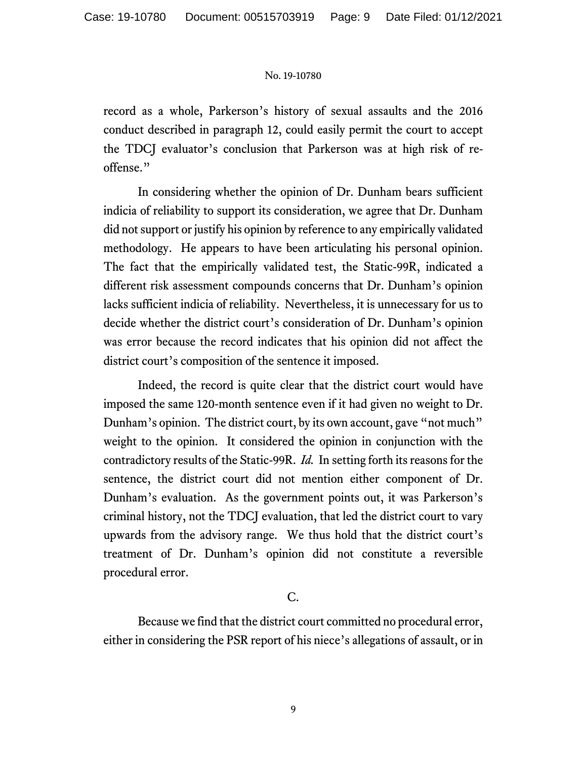record as a whole, Parkerson's history of sexual assaults and the 2016 conduct described in paragraph 12, could easily permit the court to accept the TDCJ evaluator's conclusion that Parkerson was at high risk of re-offense."

In considering whether the opinion of Dr. Dunham bears sufficient indicia of reliability to support its consideration, we agree that Dr. Dunham did not support or justify his opinion by reference to any empirically validated methodology. He appears to have been articulating his personal opinion. The fact that the empirically validated test, the Static-99R, indicated a different risk assessment compounds concerns that Dr. Dunham's opinion lacks sufficient indicia of reliability. Nevertheless, it is unnecessary for us to decide whether the district court's consideration of Dr. Dunham's opinion was error because the record indicates that his opinion did not affect the district court's composition of the sentence it imposed.

Indeed, the record is quite clear that the district court would have imposed the same 120-month sentence even if it had given no weight to Dr. Dunham's opinion. The district court, by its own account, gave "not much" weight to the opinion. It considered the opinion in conjunction with the contradictory results of the Static-99R. *Id.* In setting forth its reasons for the sentence, the district court did not mention either component of Dr. Dunham's evaluation. As the government points out, it was Parkerson's criminal history, not the TDCJ evaluation, that led the district court to vary upwards from the advisory range. We thus hold that the district court's treatment of Dr. Dunham's opinion did not constitute a reversible procedural error.

C.

Because we find that the district court committed no procedural error, either in considering the PSR report of his niece's allegations of assault, or in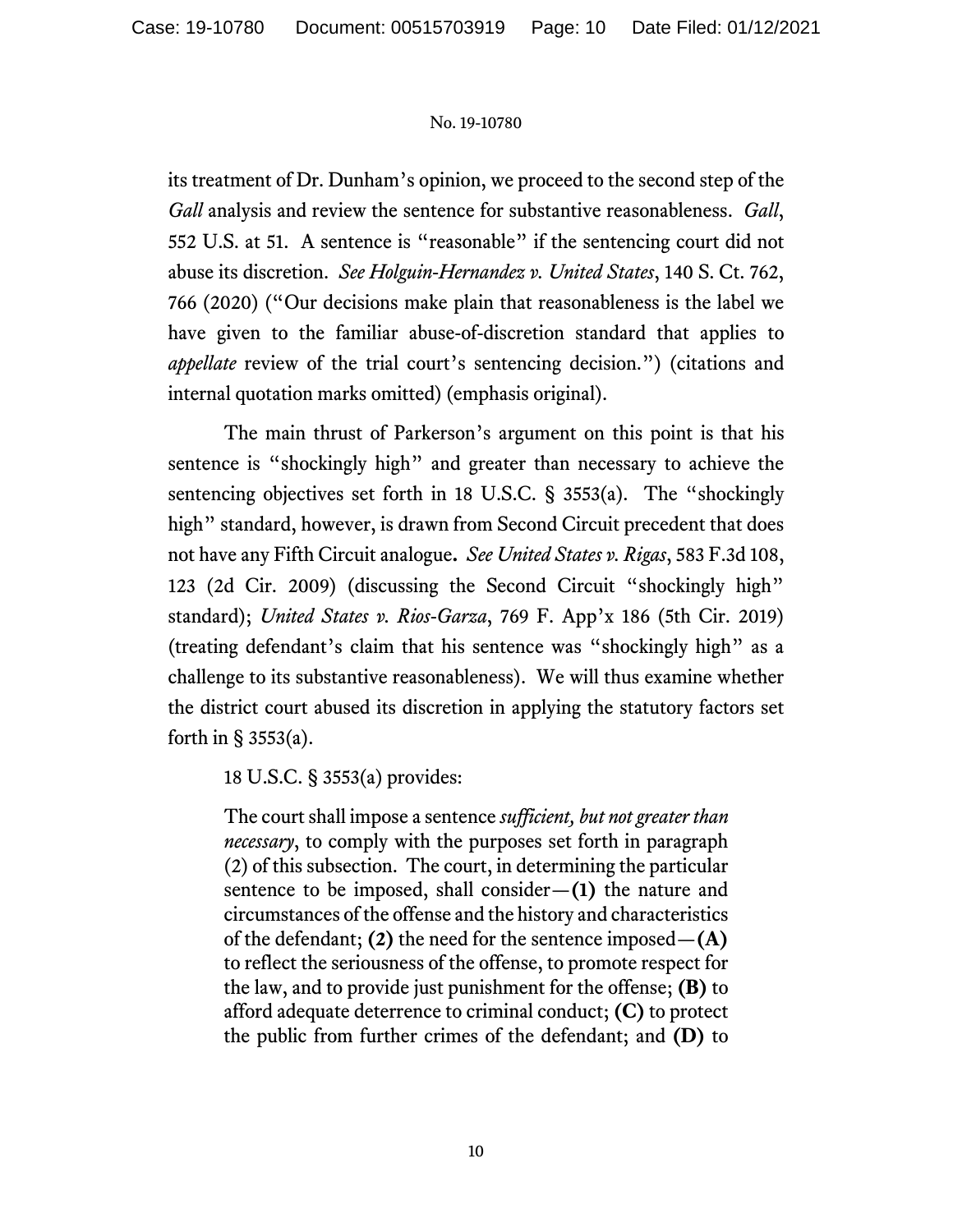its treatment of Dr. Dunham's opinion, we proceed to the second step of the *Gall* analysis and review the sentence for substantive reasonableness. *Gall*, 552 U.S. at 51. A sentence is "reasonable" if the sentencing court did not abuse its discretion. *See Holguin-Hernandez v. United States*, 140 S. Ct. 762, 766 (2020) ("Our decisions make plain that reasonableness is the label we have given to the familiar abuse-of-discretion standard that applies to *appellate* review of the trial court's sentencing decision.") (citations and internal quotation marks omitted) (emphasis original).

The main thrust of Parkerson's argument on this point is that his sentence is "shockingly high" and greater than necessary to achieve the sentencing objectives set forth in 18 U.S.C. § 3553(a). The "shockingly high" standard, however, is drawn from Second Circuit precedent that does not have any Fifth Circuit analogue**.** *See United States v. Rigas*, 583 F.3d 108, 123 (2d Cir. 2009) (discussing the Second Circuit "shockingly high" standard); *United States v. Rios-Garza*, 769 F. App'x 186 (5th Cir. 2019) (treating defendant's claim that his sentence was "shockingly high" as a challenge to its substantive reasonableness). We will thus examine whether the district court abused its discretion in applying the statutory factors set forth in § 3553(a).

18 U.S.C. § 3553(a) provides:

> The court shall impose a sentence *sufficient, but not greater than necessary*, to comply with the purposes set forth in paragraph (2) of this subsection. The court, in determining the particular sentence to be imposed, shall consider—**(1)** the nature and circumstances of the offense and the history and characteristics of the defendant; **(2)** the need for the sentence imposed—**(A)** to reflect the seriousness of the offense, to promote respect for the law, and to provide just punishment for the offense; **(B)** to afford adequate deterrence to criminal conduct; **(C)** to protect the public from further crimes of the defendant; and **(D)** to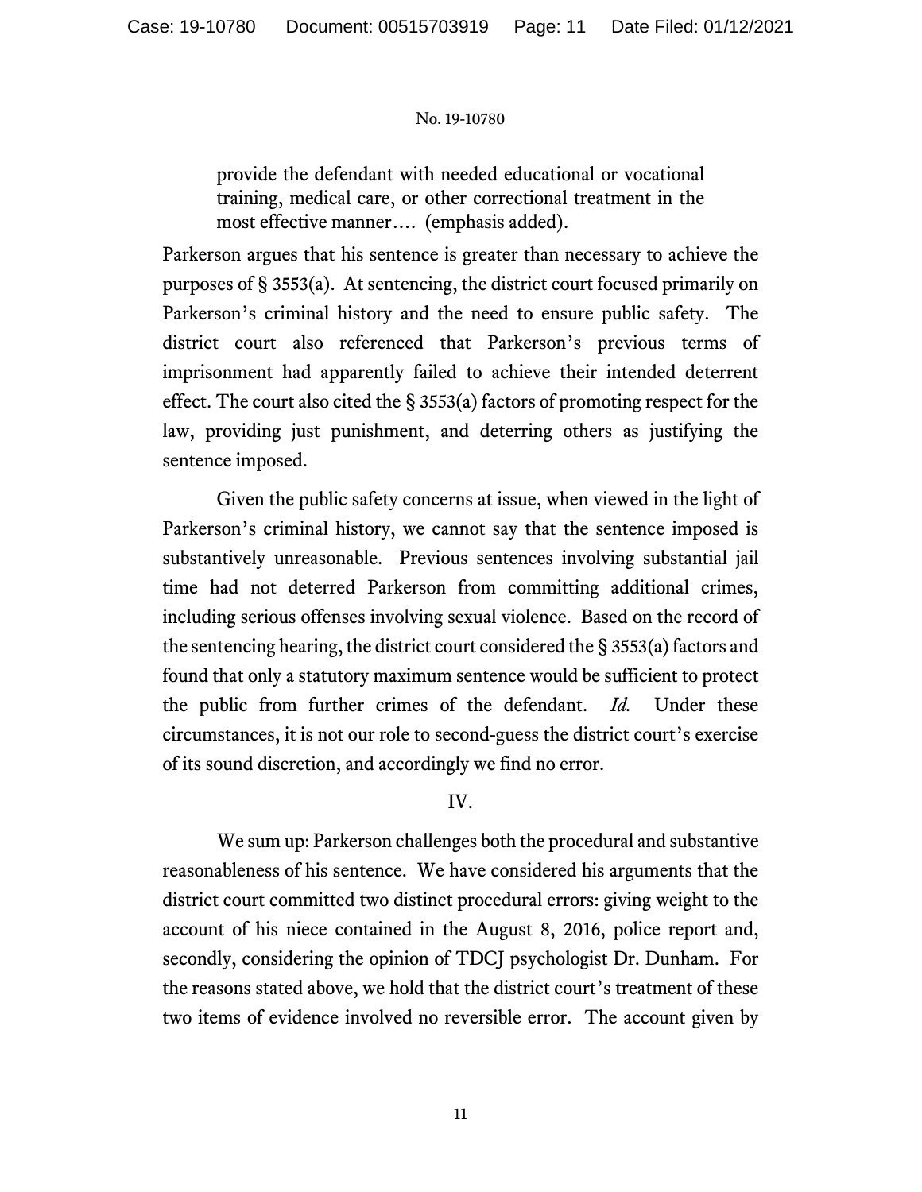> provide the defendant with needed educational or vocational training, medical care, or other correctional treatment in the most effective manner…. (emphasis added).

Parkerson argues that his sentence is greater than necessary to achieve the purposes of § 3553(a). At sentencing, the district court focused primarily on Parkerson's criminal history and the need to ensure public safety. The district court also referenced that Parkerson's previous terms of imprisonment had apparently failed to achieve their intended deterrent effect. The court also cited the § 3553(a) factors of promoting respect for the law, providing just punishment, and deterring others as justifying the sentence imposed.

Given the public safety concerns at issue, when viewed in the light of Parkerson's criminal history, we cannot say that the sentence imposed is substantively unreasonable. Previous sentences involving substantial jail time had not deterred Parkerson from committing additional crimes, including serious offenses involving sexual violence. Based on the record of the sentencing hearing, the district court considered the § 3553(a) factors and found that only a statutory maximum sentence would be sufficient to protect the public from further crimes of the defendant. *Id.* Under these circumstances, it is not our role to second-guess the district court's exercise of its sound discretion, and accordingly we find no error.

## IV.

We sum up: Parkerson challenges both the procedural and substantive reasonableness of his sentence. We have considered his arguments that the district court committed two distinct procedural errors: giving weight to the account of his niece contained in the August 8, 2016, police report and, secondly, considering the opinion of TDCJ psychologist Dr. Dunham. For the reasons stated above, we hold that the district court's treatment of these two items of evidence involved no reversible error. The account given by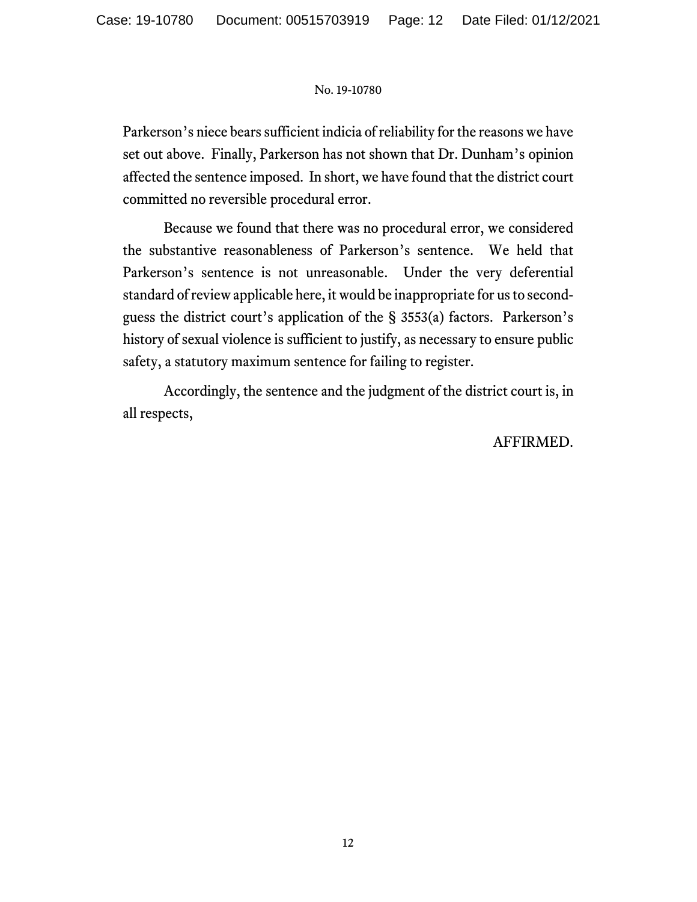Parkerson's niece bears sufficient indicia of reliability for the reasons we have set out above. Finally, Parkerson has not shown that Dr. Dunham's opinion affected the sentence imposed. In short, we have found that the district court committed no reversible procedural error.

Because we found that there was no procedural error, we considered the substantive reasonableness of Parkerson's sentence. We held that Parkerson's sentence is not unreasonable. Under the very deferential standard of review applicable here, it would be inappropriate for us to second-guess the district court's application of the § 3553(a) factors. Parkerson's history of sexual violence is sufficient to justify, as necessary to ensure public safety, a statutory maximum sentence for failing to register.

Accordingly, the sentence and the judgment of the district court is, in all respects,

AFFIRMED.